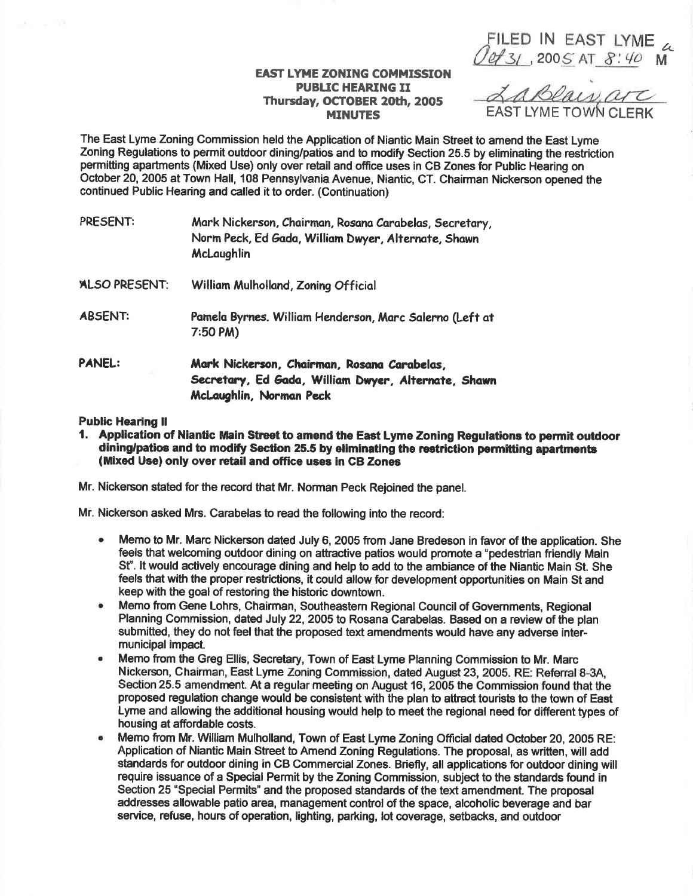FILED IN EAST LYME
Oct 31, 2005 AT 8:40 AM
LaBlair, ATC
EAST LYME TOWN CLERK

**EAST LYME ZONING COMMISSION**
**PUBLIC HEARING II**
**Thursday, OCTOBER 20th, 2005**
**MINUTES**

The East Lyme Zoning Commission held the Application of Niantic Main Street to amend the East Lyme Zoning Regulations to permit outdoor dining/patios and to modify Section 25.5 by eliminating the restriction permitting apartments (Mixed Use) only over retail and office uses in CB Zones for Public Hearing on October 20, 2005 at Town Hall, 108 Pennsylvania Avenue, Niantic, CT. Chairman Nickerson opened the continued Public Hearing and called it to order. (Continuation)

PRESENT: Mark Nickerson, Chairman, Rosana Carabelas, Secretary, Norm Peck, Ed Gada, William Dwyer, Alternate, Shawn McLaughlin

ALSO PRESENT: William Mulholland, Zoning Official

ABSENT: Pamela Byrnes. William Henderson, Marc Salerno (Left at 7:50 PM)

PANEL: **Mark Nickerson, Chairman, Rosana Carabelas, Secretary, Ed Gada, William Dwyer, Alternate, Shawn McLaughlin, Norman Peck**

**Public Hearing II**

1. **Application of Niantic Main Street to amend the East Lyme Zoning Regulations to permit outdoor dining/patios and to modify Section 25.5 by eliminating the restriction permitting apartments (Mixed Use) only over retail and office uses in CB Zones**

Mr. Nickerson stated for the record that Mr. Norman Peck Rejoined the panel.

Mr. Nickerson asked Mrs. Carabelas to read the following into the record:

- Memo to Mr. Marc Nickerson dated July 6, 2005 from Jane Bredeson in favor of the application. She feels that welcoming outdoor dining on attractive patios would promote a "pedestrian friendly Main St". It would actively encourage dining and help to add to the ambiance of the Niantic Main St. She feels that with the proper restrictions, it could allow for development opportunities on Main St and keep with the goal of restoring the historic downtown.
- Memo from Gene Lohrs, Chairman, Southeastern Regional Council of Governments, Regional Planning Commission, dated July 22, 2005 to Rosana Carabelas. Based on a review of the plan submitted, they do not feel that the proposed text amendments would have any adverse inter-municipal impact.
- Memo from the Greg Ellis, Secretary, Town of East Lyme Planning Commission to Mr. Marc Nickerson, Chairman, East Lyme Zoning Commission, dated August 23, 2005. RE: Referral 8-3A, Section 25.5 amendment. At a regular meeting on August 16, 2005 the Commission found that the proposed regulation change would be consistent with the plan to attract tourists to the town of East Lyme and allowing the additional housing would help to meet the regional need for different types of housing at affordable costs.
- Memo from Mr. William Mulholland, Town of East Lyme Zoning Official dated October 20, 2005 RE: Application of Niantic Main Street to Amend Zoning Regulations. The proposal, as written, will add standards for outdoor dining in CB Commercial Zones. Briefly, all applications for outdoor dining will require issuance of a Special Permit by the Zoning Commission, subject to the standards found in Section 25 "Special Permits" and the proposed standards of the text amendment. The proposal addresses allowable patio area, management control of the space, alcoholic beverage and bar service, refuse, hours of operation, lighting, parking, lot coverage, setbacks, and outdoor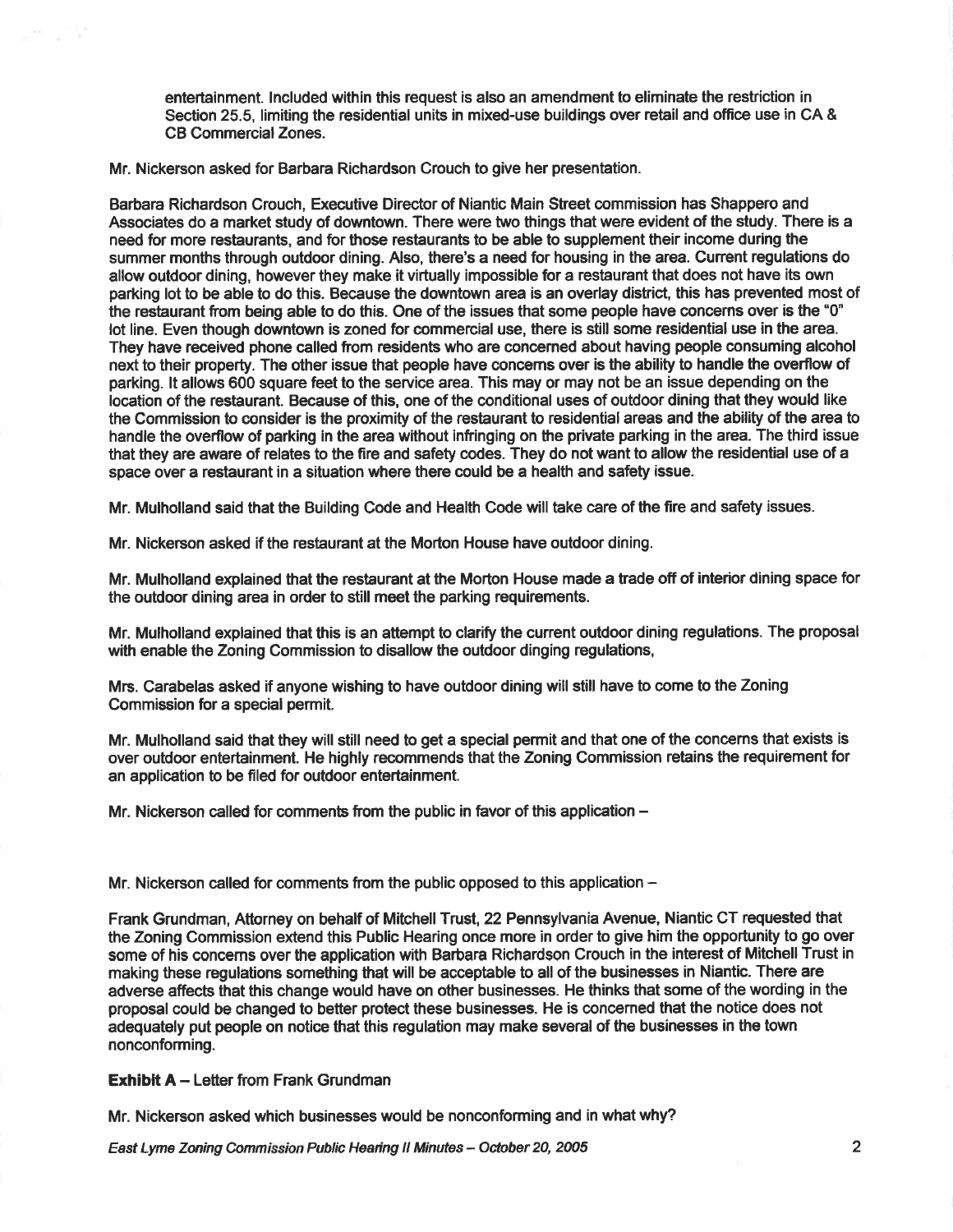entertainment. Included within this request is also an amendment to eliminate the restriction in Section 25.5, limiting the residential units in mixed-use buildings over retail and office use in CA & CB Commercial Zones.

Mr. Nickerson asked for Barbara Richardson Crouch to give her presentation.

Barbara Richardson Crouch, Executive Director of Niantic Main Street commission has Shappero and Associates do a market study of downtown. There were two things that were evident of the study. There is a need for more restaurants, and for those restaurants to be able to supplement their income during the summer months through outdoor dining. Also, there's a need for housing in the area. Current regulations do allow outdoor dining, however they make it virtually impossible for a restaurant that does not have its own parking lot to be able to do this. Because the downtown area is an overlay district, this has prevented most of the restaurant from being able to do this. One of the issues that some people have concerns over is the "0" lot line. Even though downtown is zoned for commercial use, there is still some residential use in the area. They have received phone called from residents who are concerned about having people consuming alcohol next to their property. The other issue that people have concerns over is the ability to handle the overflow of parking. It allows 600 square feet to the service area. This may or may not be an issue depending on the location of the restaurant. Because of this, one of the conditional uses of outdoor dining that they would like the Commission to consider is the proximity of the restaurant to residential areas and the ability of the area to handle the overflow of parking in the area without infringing on the private parking in the area. The third issue that they are aware of relates to the fire and safety codes. They do not want to allow the residential use of a space over a restaurant in a situation where there could be a health and safety issue.

Mr. Mulholland said that the Building Code and Health Code will take care of the fire and safety issues.

Mr. Nickerson asked if the restaurant at the Morton House have outdoor dining.

Mr. Mulholland explained that the restaurant at the Morton House made a trade off of interior dining space for the outdoor dining area in order to still meet the parking requirements.

Mr. Mulholland explained that this is an attempt to clarify the current outdoor dining regulations. The proposal with enable the Zoning Commission to disallow the outdoor dinging regulations,

Mrs. Carabelas asked if anyone wishing to have outdoor dining will still have to come to the Zoning Commission for a special permit.

Mr. Mulholland said that they will still need to get a special permit and that one of the concerns that exists is over outdoor entertainment. He highly recommends that the Zoning Commission retains the requirement for an application to be filed for outdoor entertainment.

Mr. Nickerson called for comments from the public in favor of this application –

Mr. Nickerson called for comments from the public opposed to this application –

Frank Grundman, Attorney on behalf of Mitchell Trust, 22 Pennsylvania Avenue, Niantic CT requested that the Zoning Commission extend this Public Hearing once more in order to give him the opportunity to go over some of his concerns over the application with Barbara Richardson Crouch in the interest of Mitchell Trust in making these regulations something that will be acceptable to all of the businesses in Niantic. There are adverse affects that this change would have on other businesses. He thinks that some of the wording in the proposal could be changed to better protect these businesses. He is concerned that the notice does not adequately put people on notice that this regulation may make several of the businesses in the town nonconforming.

**Exhibit A** – Letter from Frank Grundman

Mr. Nickerson asked which businesses would be nonconforming and in what why?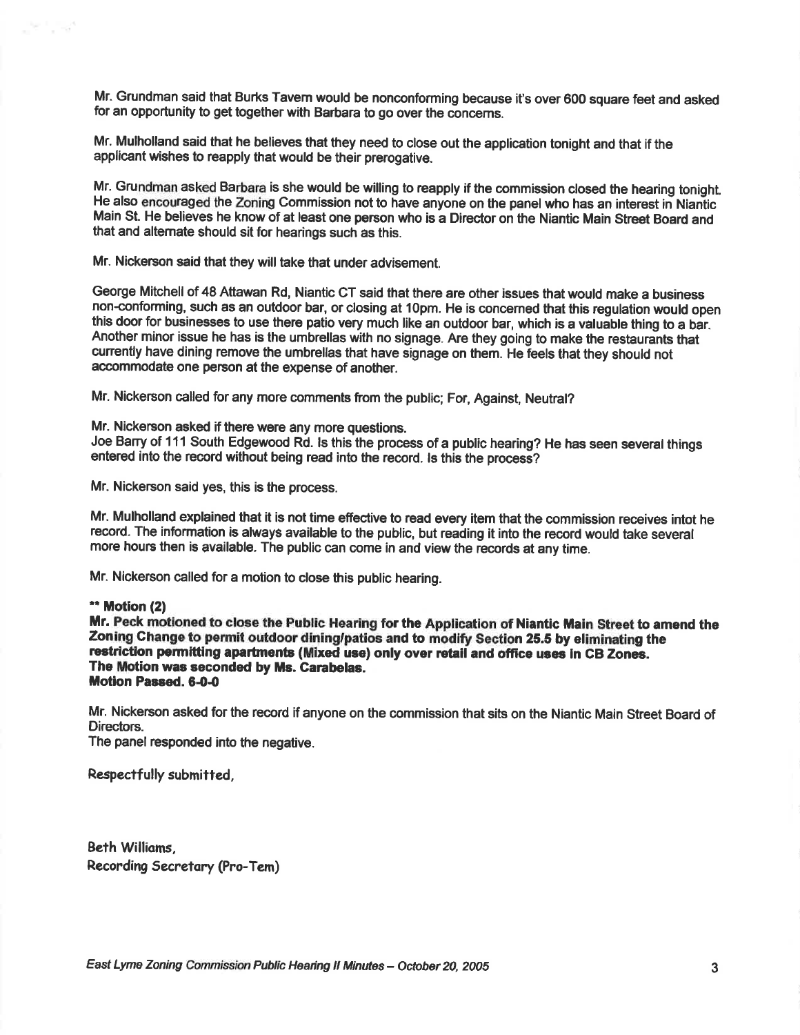Mr. Grundman said that Burks Tavern would be nonconforming because it's over 600 square feet and asked for an opportunity to get together with Barbara to go over the concerns.

Mr. Mulholland said that he believes that they need to close out the application tonight and that if the applicant wishes to reapply that would be their prerogative.

Mr. Grundman asked Barbara is she would be willing to reapply if the commission closed the hearing tonight. He also encouraged the Zoning Commission not to have anyone on the panel who has an interest in Niantic Main St. He believes he know of at least one person who is a Director on the Niantic Main Street Board and that and alternate should sit for hearings such as this.

Mr. Nickerson said that they will take that under advisement.

George Mitchell of 48 Attawan Rd, Niantic CT said that there are other issues that would make a business non-conforming, such as an outdoor bar, or closing at 10pm. He is concerned that this regulation would open this door for businesses to use there patio very much like an outdoor bar, which is a valuable thing to a bar. Another minor issue he has is the umbrellas with no signage. Are they going to make the restaurants that currently have dining remove the umbrellas that have signage on them. He feels that they should not accommodate one person at the expense of another.

Mr. Nickerson called for any more comments from the public; For, Against, Neutral?

Mr. Nickerson asked if there were any more questions.
Joe Barry of 111 South Edgewood Rd. Is this the process of a public hearing? He has seen several things entered into the record without being read into the record. Is this the process?

Mr. Nickerson said yes, this is the process.

Mr. Mulholland explained that it is not time effective to read every item that the commission receives intot he record. The information is always available to the public, but reading it into the record would take several more hours then is available. The public can come in and view the records at any time.

Mr. Nickerson called for a motion to close this public hearing.

**** Motion (2)**
**Mr. Peck motioned to close the Public Hearing for the Application of Niantic Main Street to amend the Zoning Change to permit outdoor dining/patios and to modify Section 25.5 by eliminating the restriction permitting apartments (Mixed use) only over retail and office uses in CB Zones.**
**The Motion was seconded by Ms. Carabelas.**
**Motion Passed. 6-0-0**

Mr. Nickerson asked for the record if anyone on the commission that sits on the Niantic Main Street Board of Directors.
The panel responded into the negative.

Respectfully submitted,

Beth Williams,
Recording Secretary (Pro-Tem)